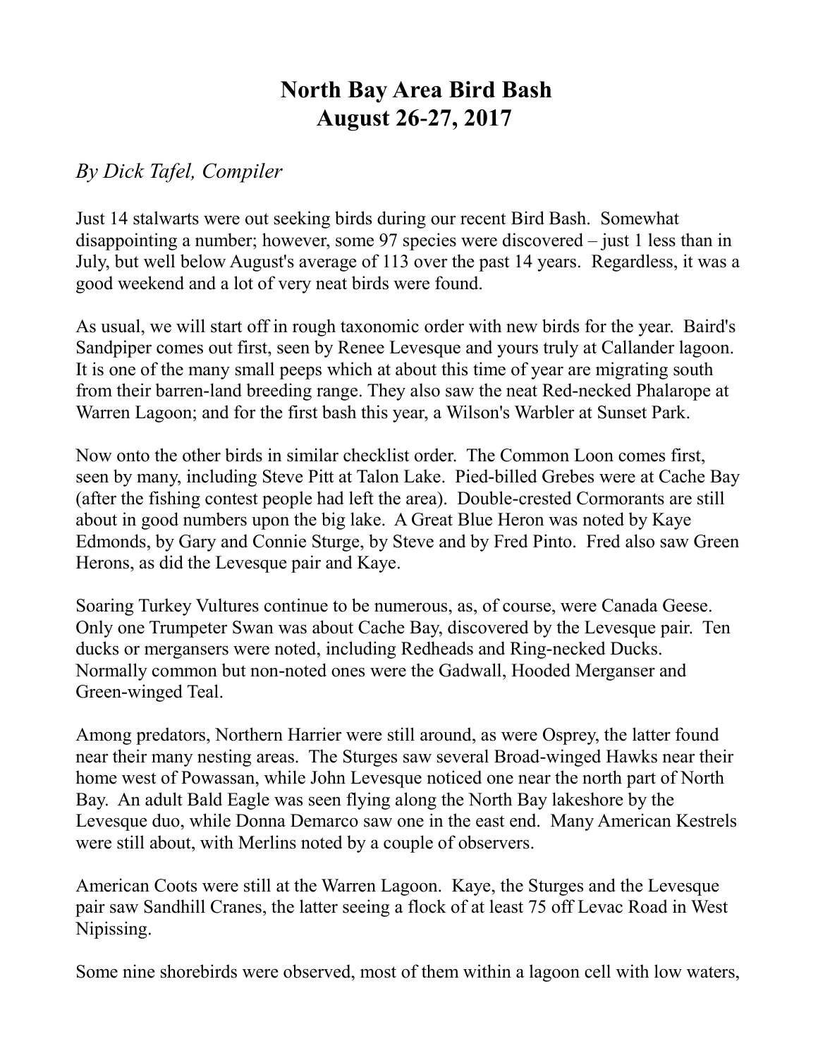# North Bay Area Bird Bash
# August 26-27, 2017

*By Dick Tafel, Compiler*

Just 14 stalwarts were out seeking birds during our recent Bird Bash. Somewhat disappointing a number; however, some 97 species were discovered – just 1 less than in July, but well below August's average of 113 over the past 14 years. Regardless, it was a good weekend and a lot of very neat birds were found.

As usual, we will start off in rough taxonomic order with new birds for the year. Baird's Sandpiper comes out first, seen by Renee Levesque and yours truly at Callander lagoon. It is one of the many small peeps which at about this time of year are migrating south from their barren-land breeding range. They also saw the neat Red-necked Phalarope at Warren Lagoon; and for the first bash this year, a Wilson's Warbler at Sunset Park.

Now onto the other birds in similar checklist order. The Common Loon comes first, seen by many, including Steve Pitt at Talon Lake. Pied-billed Grebes were at Cache Bay (after the fishing contest people had left the area). Double-crested Cormorants are still about in good numbers upon the big lake. A Great Blue Heron was noted by Kaye Edmonds, by Gary and Connie Sturge, by Steve and by Fred Pinto. Fred also saw Green Herons, as did the Levesque pair and Kaye.

Soaring Turkey Vultures continue to be numerous, as, of course, were Canada Geese. Only one Trumpeter Swan was about Cache Bay, discovered by the Levesque pair. Ten ducks or mergansers were noted, including Redheads and Ring-necked Ducks. Normally common but non-noted ones were the Gadwall, Hooded Merganser and Green-winged Teal.

Among predators, Northern Harrier were still around, as were Osprey, the latter found near their many nesting areas. The Sturges saw several Broad-winged Hawks near their home west of Powassan, while John Levesque noticed one near the north part of North Bay. An adult Bald Eagle was seen flying along the North Bay lakeshore by the Levesque duo, while Donna Demarco saw one in the east end. Many American Kestrels were still about, with Merlins noted by a couple of observers.

American Coots were still at the Warren Lagoon. Kaye, the Sturges and the Levesque pair saw Sandhill Cranes, the latter seeing a flock of at least 75 off Levac Road in West Nipissing.

Some nine shorebirds were observed, most of them within a lagoon cell with low waters,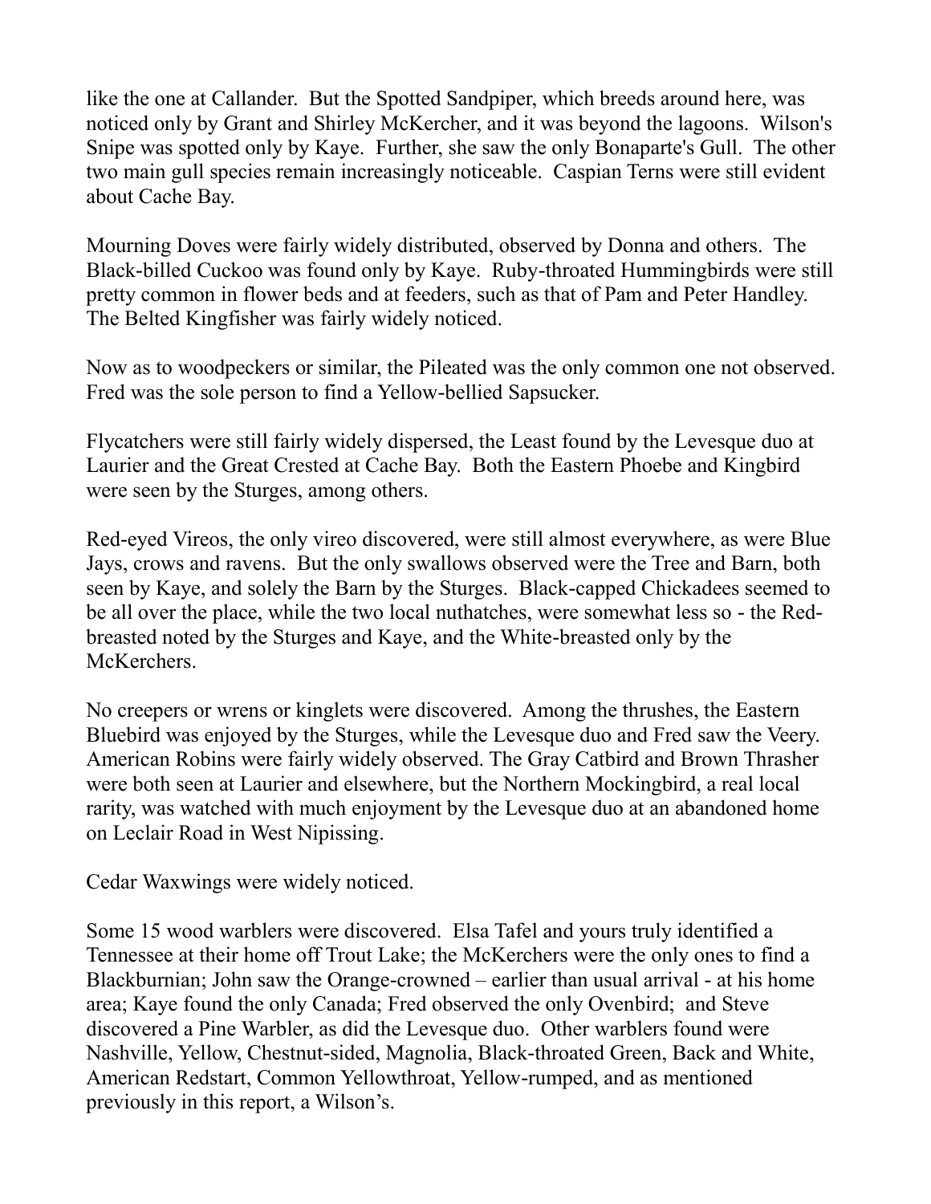like the one at Callander. But the Spotted Sandpiper, which breeds around here, was noticed only by Grant and Shirley McKercher, and it was beyond the lagoons. Wilson's Snipe was spotted only by Kaye. Further, she saw the only Bonaparte's Gull. The other two main gull species remain increasingly noticeable. Caspian Terns were still evident about Cache Bay.

Mourning Doves were fairly widely distributed, observed by Donna and others. The Black-billed Cuckoo was found only by Kaye. Ruby-throated Hummingbirds were still pretty common in flower beds and at feeders, such as that of Pam and Peter Handley. The Belted Kingfisher was fairly widely noticed.

Now as to woodpeckers or similar, the Pileated was the only common one not observed. Fred was the sole person to find a Yellow-bellied Sapsucker.

Flycatchers were still fairly widely dispersed, the Least found by the Levesque duo at Laurier and the Great Crested at Cache Bay. Both the Eastern Phoebe and Kingbird were seen by the Sturges, among others.

Red-eyed Vireos, the only vireo discovered, were still almost everywhere, as were Blue Jays, crows and ravens. But the only swallows observed were the Tree and Barn, both seen by Kaye, and solely the Barn by the Sturges. Black-capped Chickadees seemed to be all over the place, while the two local nuthatches, were somewhat less so - the Red-breasted noted by the Sturges and Kaye, and the White-breasted only by the McKerchers.

No creepers or wrens or kinglets were discovered. Among the thrushes, the Eastern Bluebird was enjoyed by the Sturges, while the Levesque duo and Fred saw the Veery. American Robins were fairly widely observed. The Gray Catbird and Brown Thrasher were both seen at Laurier and elsewhere, but the Northern Mockingbird, a real local rarity, was watched with much enjoyment by the Levesque duo at an abandoned home on Leclair Road in West Nipissing.

Cedar Waxwings were widely noticed.

Some 15 wood warblers were discovered. Elsa Tafel and yours truly identified a Tennessee at their home off Trout Lake; the McKerchers were the only ones to find a Blackburnian; John saw the Orange-crowned – earlier than usual arrival - at his home area; Kaye found the only Canada; Fred observed the only Ovenbird; and Steve discovered a Pine Warbler, as did the Levesque duo. Other warblers found were Nashville, Yellow, Chestnut-sided, Magnolia, Black-throated Green, Back and White, American Redstart, Common Yellowthroat, Yellow-rumped, and as mentioned previously in this report, a Wilson's.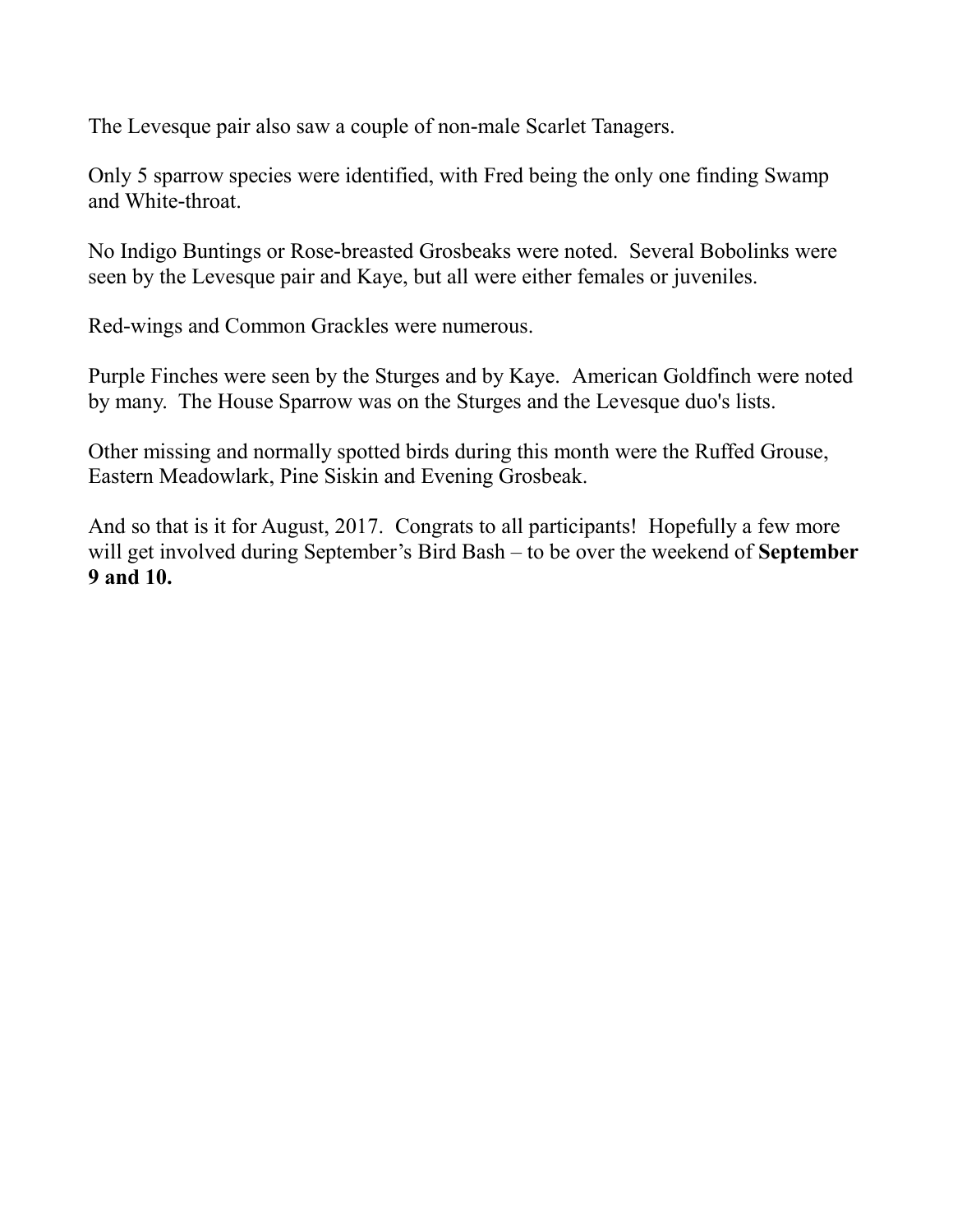The Levesque pair also saw a couple of non-male Scarlet Tanagers.

Only 5 sparrow species were identified, with Fred being the only one finding Swamp and White-throat.

No Indigo Buntings or Rose-breasted Grosbeaks were noted. Several Bobolinks were seen by the Levesque pair and Kaye, but all were either females or juveniles.

Red-wings and Common Grackles were numerous.

Purple Finches were seen by the Sturges and by Kaye. American Goldfinch were noted by many. The House Sparrow was on the Sturges and the Levesque duo's lists.

Other missing and normally spotted birds during this month were the Ruffed Grouse, Eastern Meadowlark, Pine Siskin and Evening Grosbeak.

And so that is it for August, 2017. Congrats to all participants! Hopefully a few more will get involved during September's Bird Bash – to be over the weekend of **September 9 and 10.**